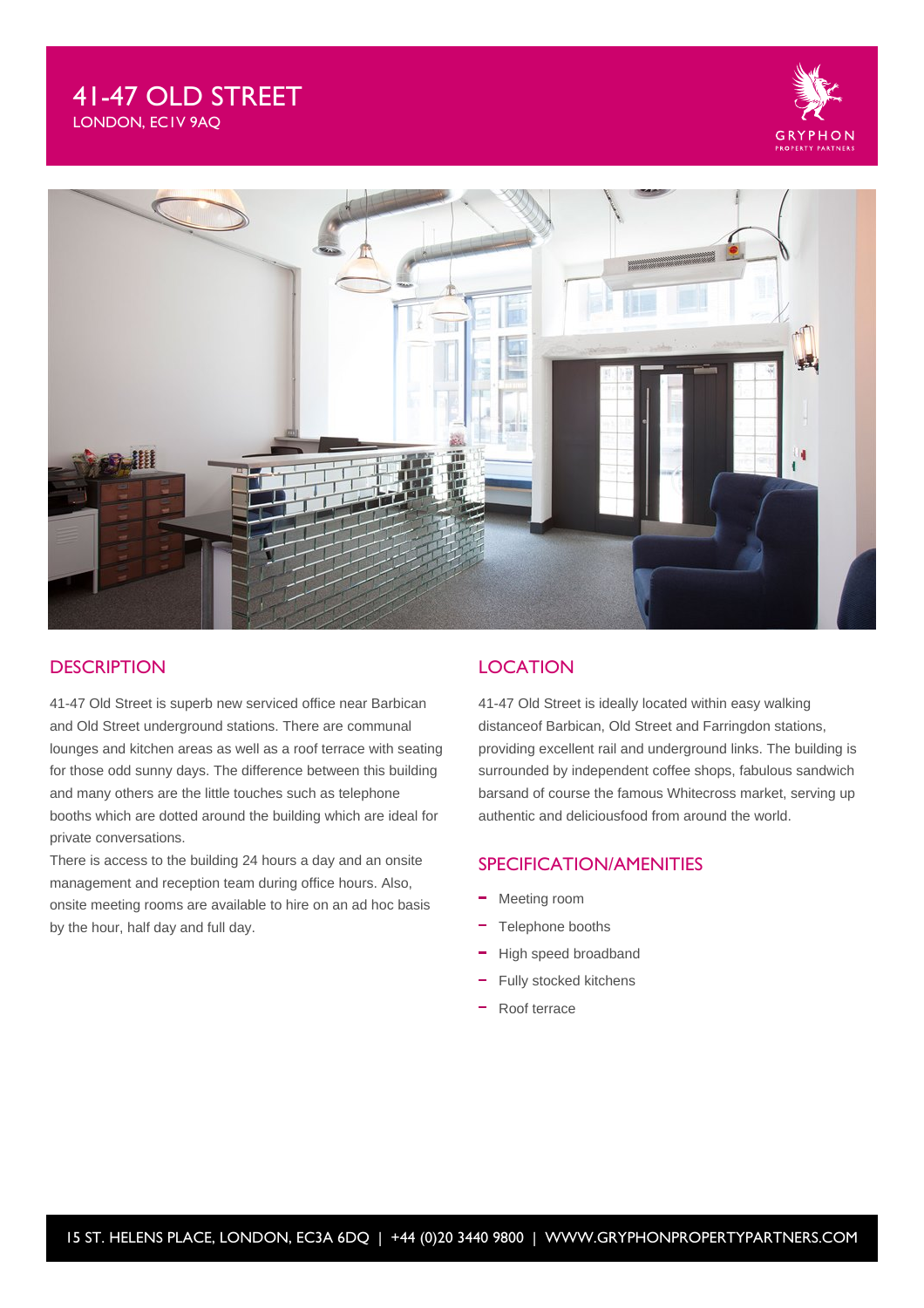# 41-47 OLD STREET

LONDON, EC1V 9AQ

## DESCRIPTION

41-47 Old Street is superb new serviced office near Barbican and Old Street underground stations. There are communal lounges and kitchen areas as well as a roof terrace with seating for those odd sunny days. The difference between this building and many others are the little touches such as telephone booths which are dotted around the building which are ideal for private conversations.

There is access to the building 24 hours a day and an onsite management and reception team during office hours. Also, onsite meeting rooms are available to hire on an ad hoc basis by the hour, half day and full day.

## LOCATION

41-47 Old Street is ideally located within easy walking distanceof Barbican, Old Street and Farringdon stations, providing excellent rail and underground links. The building is surrounded by independent coffee shops, fabulous sandwich barsand of course the famous Whitecross market, serving up authentic and deliciousfood from around the world.

## SPECIFICATION/AMENITIES

- Meeting room
- Telephone booths
- High speed broadband
- Fully stocked kitchens
- Roof terrace

15 ST. HELENS PLACE, LONDON, EC3A 6DQ | +44 (0)20 3440 9800 | WWW.GRYPHONPROPERTYPARTNERS.COM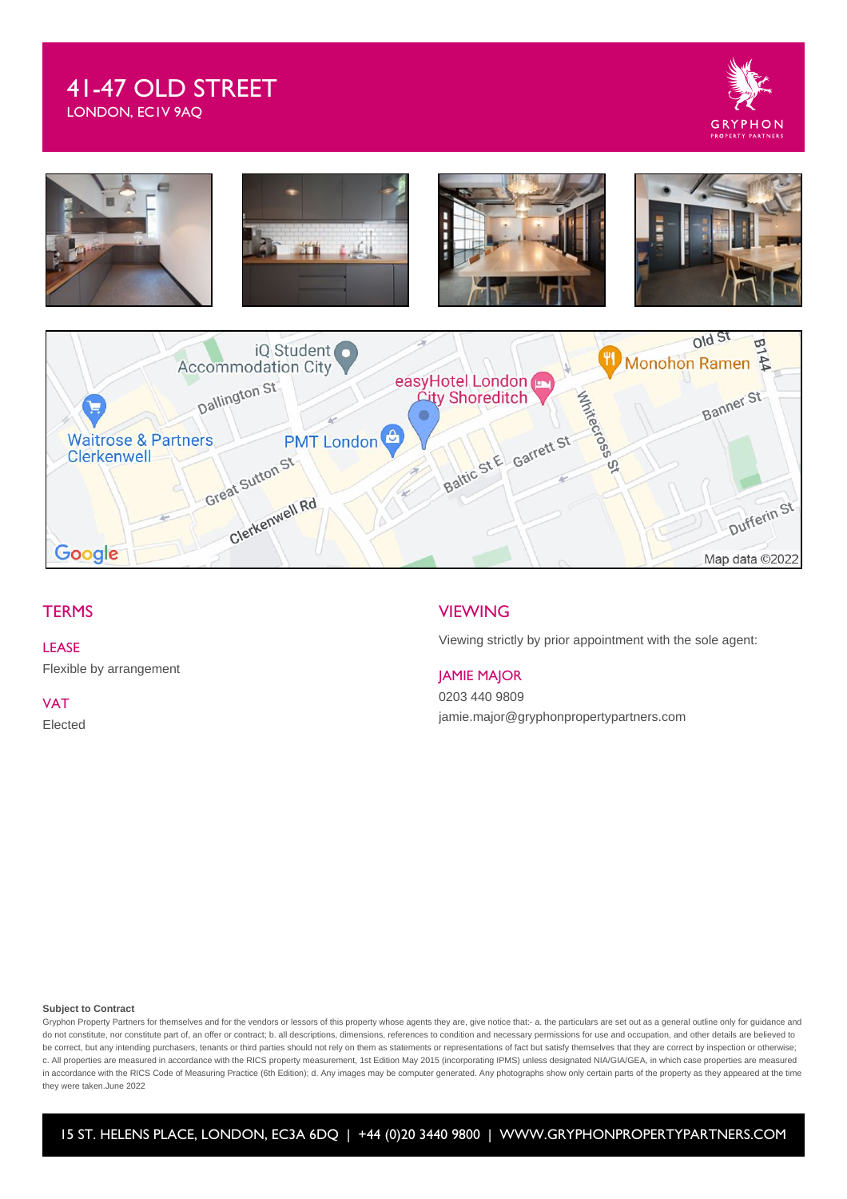# 41-47 OLD STREET

LONDON, EC1V 9AQ

## TERMS

### LEASE

Flexible by arrangement

### VAT

Elected

## VIEWING

Viewing strictly by prior appointment with the sole agent:

### JAMIE MAJOR

0203 440 9809

jamie.major@gryphonpropertypartners.com

**Subject to Contract**

Gryphon Property Partners for themselves and for the vendors or lessors of this property whose agents they are, give notice that:- a. the particulars are set out as a general outline only for guidance and do not constitute, nor constitute part of, an offer or contract; b. all descriptions, dimensions, references to condition and necessary permissions for use and occupation, and other details are believed to be correct, but any intending purchasers, tenants or third parties should not rely on them as statements or representations of fact but satisfy themselves that they are correct by inspection or otherwise; c. All properties are measured in accordance with the RICS property measurement, 1st Edition May 2015 (incorporating IPMS) unless designated NIA/GIA/GEA, in which case properties are measured in accordance with the RICS Code of Measuring Practice (6th Edition); d. Any images may be computer generated. Any photographs show only certain parts of the property as they appeared at the time they were taken.June 2022

15 ST. HELENS PLACE, LONDON, EC3A 6DQ | +44 (0)20 3440 9800 | WWW.GRYPHONPROPERTYPARTNERS.COM